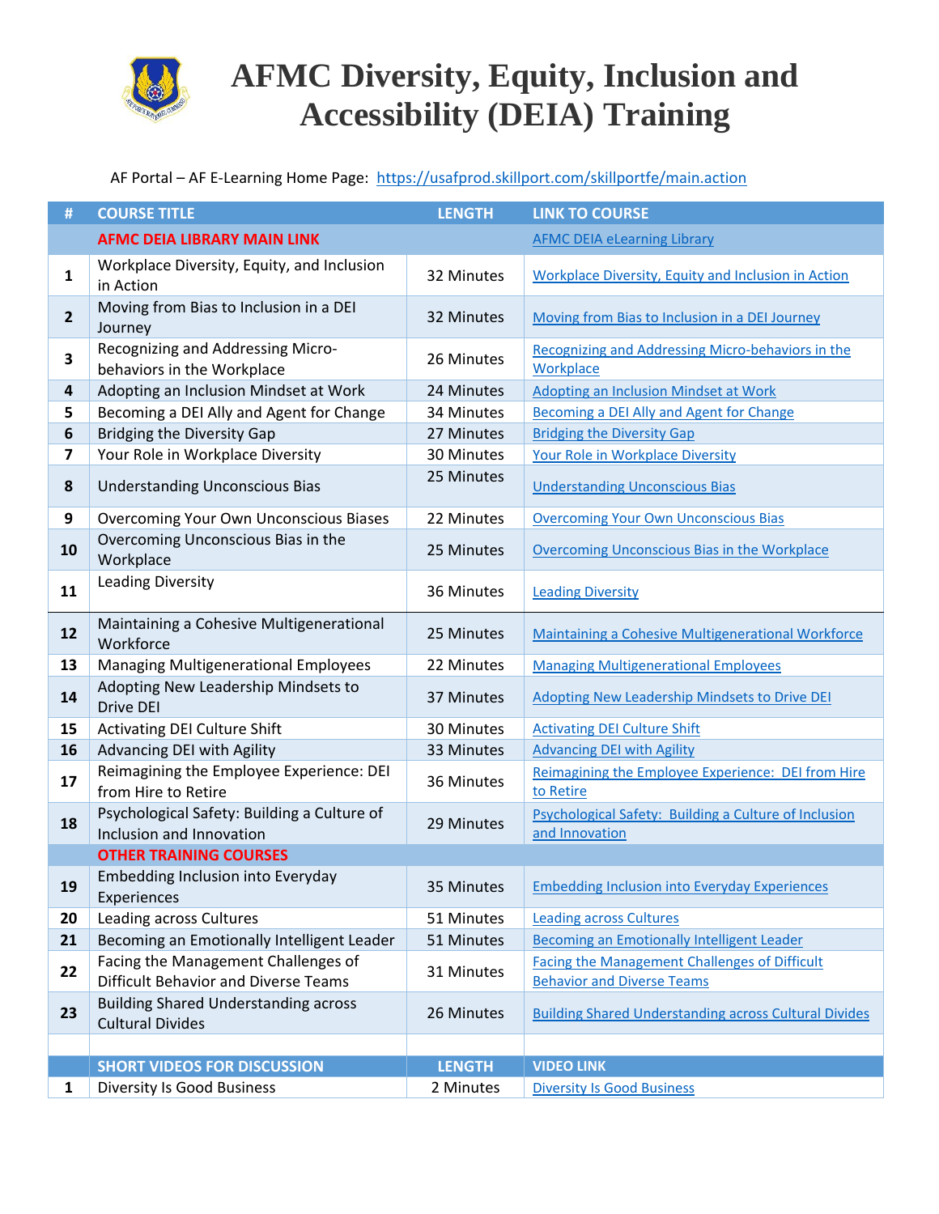# AFMC Diversity, Equity, Inclusion and Accessibility (DEIA) Training

AF Portal – AF E-Learning Home Page: https://usafprod.skillport.com/skillportfe/main.action

| # | COURSE TITLE | LENGTH | LINK TO COURSE |
|---|---|---|---|
| | **AFMC DEIA LIBRARY MAIN LINK** | | AFMC DEIA eLearning Library |
| 1 | Workplace Diversity, Equity, and Inclusion in Action | 32 Minutes | Workplace Diversity, Equity and Inclusion in Action |
| 2 | Moving from Bias to Inclusion in a DEI Journey | 32 Minutes | Moving from Bias to Inclusion in a DEI Journey |
| 3 | Recognizing and Addressing Micro-behaviors in the Workplace | 26 Minutes | Recognizing and Addressing Micro-behaviors in the Workplace |
| 4 | Adopting an Inclusion Mindset at Work | 24 Minutes | Adopting an Inclusion Mindset at Work |
| 5 | Becoming a DEI Ally and Agent for Change | 34 Minutes | Becoming a DEI Ally and Agent for Change |
| 6 | Bridging the Diversity Gap | 27 Minutes | Bridging the Diversity Gap |
| 7 | Your Role in Workplace Diversity | 30 Minutes | Your Role in Workplace Diversity |
| 8 | Understanding Unconscious Bias | 25 Minutes | Understanding Unconscious Bias |
| 9 | Overcoming Your Own Unconscious Biases | 22 Minutes | Overcoming Your Own Unconscious Bias |
| 10 | Overcoming Unconscious Bias in the Workplace | 25 Minutes | Overcoming Unconscious Bias in the Workplace |
| 11 | Leading Diversity | 36 Minutes | Leading Diversity |
| 12 | Maintaining a Cohesive Multigenerational Workforce | 25 Minutes | Maintaining a Cohesive Multigenerational Workforce |
| 13 | Managing Multigenerational Employees | 22 Minutes | Managing Multigenerational Employees |
| 14 | Adopting New Leadership Mindsets to Drive DEI | 37 Minutes | Adopting New Leadership Mindsets to Drive DEI |
| 15 | Activating DEI Culture Shift | 30 Minutes | Activating DEI Culture Shift |
| 16 | Advancing DEI with Agility | 33 Minutes | Advancing DEI with Agility |
| 17 | Reimagining the Employee Experience: DEI from Hire to Retire | 36 Minutes | Reimagining the Employee Experience: DEI from Hire to Retire |
| 18 | Psychological Safety: Building a Culture of Inclusion and Innovation | 29 Minutes | Psychological Safety: Building a Culture of Inclusion and Innovation |
| | **OTHER TRAINING COURSES** | | |
| 19 | Embedding Inclusion into Everyday Experiences | 35 Minutes | Embedding Inclusion into Everyday Experiences |
| 20 | Leading across Cultures | 51 Minutes | Leading across Cultures |
| 21 | Becoming an Emotionally Intelligent Leader | 51 Minutes | Becoming an Emotionally Intelligent Leader |
| 22 | Facing the Management Challenges of Difficult Behavior and Diverse Teams | 31 Minutes | Facing the Management Challenges of Difficult Behavior and Diverse Teams |
| 23 | Building Shared Understanding across Cultural Divides | 26 Minutes | Building Shared Understanding across Cultural Divides |
| | | | |
| | **SHORT VIDEOS FOR DISCUSSION** | **LENGTH** | **VIDEO LINK** |
| 1 | Diversity Is Good Business | 2 Minutes | Diversity Is Good Business |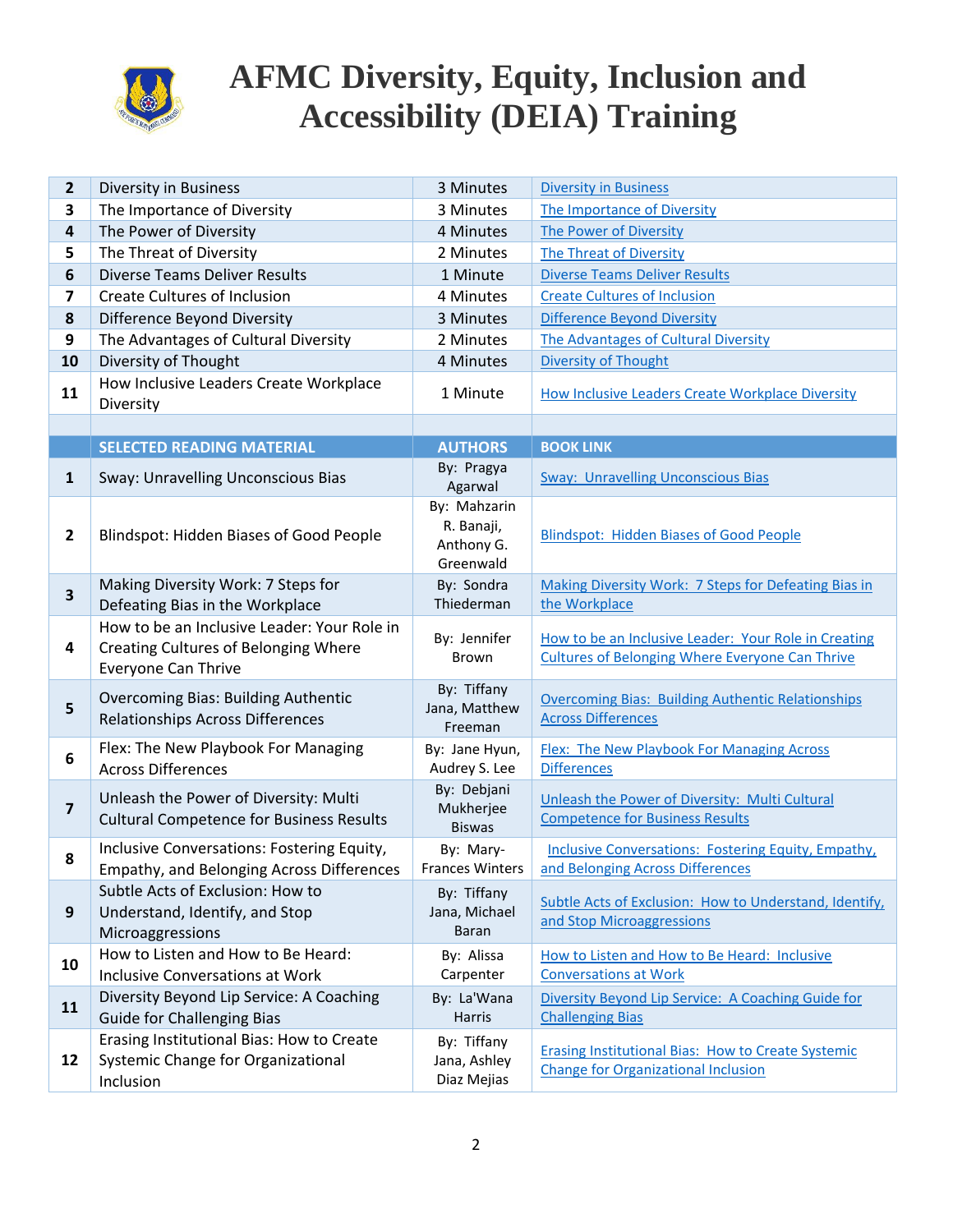# AFMC Diversity, Equity, Inclusion and Accessibility (DEIA) Training

| | | | |
|---|---|---|---|
| **2** | Diversity in Business | 3 Minutes | Diversity in Business |
| **3** | The Importance of Diversity | 3 Minutes | The Importance of Diversity |
| **4** | The Power of Diversity | 4 Minutes | The Power of Diversity |
| **5** | The Threat of Diversity | 2 Minutes | The Threat of Diversity |
| **6** | Diverse Teams Deliver Results | 1 Minute | Diverse Teams Deliver Results |
| **7** | Create Cultures of Inclusion | 4 Minutes | Create Cultures of Inclusion |
| **8** | Difference Beyond Diversity | 3 Minutes | Difference Beyond Diversity |
| **9** | The Advantages of Cultural Diversity | 2 Minutes | The Advantages of Cultural Diversity |
| **10** | Diversity of Thought | 4 Minutes | Diversity of Thought |
| **11** | How Inclusive Leaders Create Workplace Diversity | 1 Minute | How Inclusive Leaders Create Workplace Diversity |
| | | | |
| | **SELECTED READING MATERIAL** | **AUTHORS** | **BOOK LINK** |
| **1** | Sway: Unravelling Unconscious Bias | By: Pragya Agarwal | Sway: Unravelling Unconscious Bias |
| **2** | Blindspot: Hidden Biases of Good People | By: Mahzarin R. Banaji, Anthony G. Greenwald | Blindspot: Hidden Biases of Good People |
| **3** | Making Diversity Work: 7 Steps for Defeating Bias in the Workplace | By: Sondra Thiederman | Making Diversity Work: 7 Steps for Defeating Bias in the Workplace |
| **4** | How to be an Inclusive Leader: Your Role in Creating Cultures of Belonging Where Everyone Can Thrive | By: Jennifer Brown | How to be an Inclusive Leader: Your Role in Creating Cultures of Belonging Where Everyone Can Thrive |
| **5** | Overcoming Bias: Building Authentic Relationships Across Differences | By: Tiffany Jana, Matthew Freeman | Overcoming Bias: Building Authentic Relationships Across Differences |
| **6** | Flex: The New Playbook For Managing Across Differences | By: Jane Hyun, Audrey S. Lee | Flex: The New Playbook For Managing Across Differences |
| **7** | Unleash the Power of Diversity: Multi Cultural Competence for Business Results | By: Debjani Mukherjee Biswas | Unleash the Power of Diversity: Multi Cultural Competence for Business Results |
| **8** | Inclusive Conversations: Fostering Equity, Empathy, and Belonging Across Differences | By: Mary-Frances Winters | Inclusive Conversations: Fostering Equity, Empathy, and Belonging Across Differences |
| **9** | Subtle Acts of Exclusion: How to Understand, Identify, and Stop Microaggressions | By: Tiffany Jana, Michael Baran | Subtle Acts of Exclusion: How to Understand, Identify, and Stop Microaggressions |
| **10** | How to Listen and How to Be Heard: Inclusive Conversations at Work | By: Alissa Carpenter | How to Listen and How to Be Heard: Inclusive Conversations at Work |
| **11** | Diversity Beyond Lip Service: A Coaching Guide for Challenging Bias | By: La'Wana Harris | Diversity Beyond Lip Service: A Coaching Guide for Challenging Bias |
| **12** | Erasing Institutional Bias: How to Create Systemic Change for Organizational Inclusion | By: Tiffany Jana, Ashley Diaz Mejias | Erasing Institutional Bias: How to Create Systemic Change for Organizational Inclusion |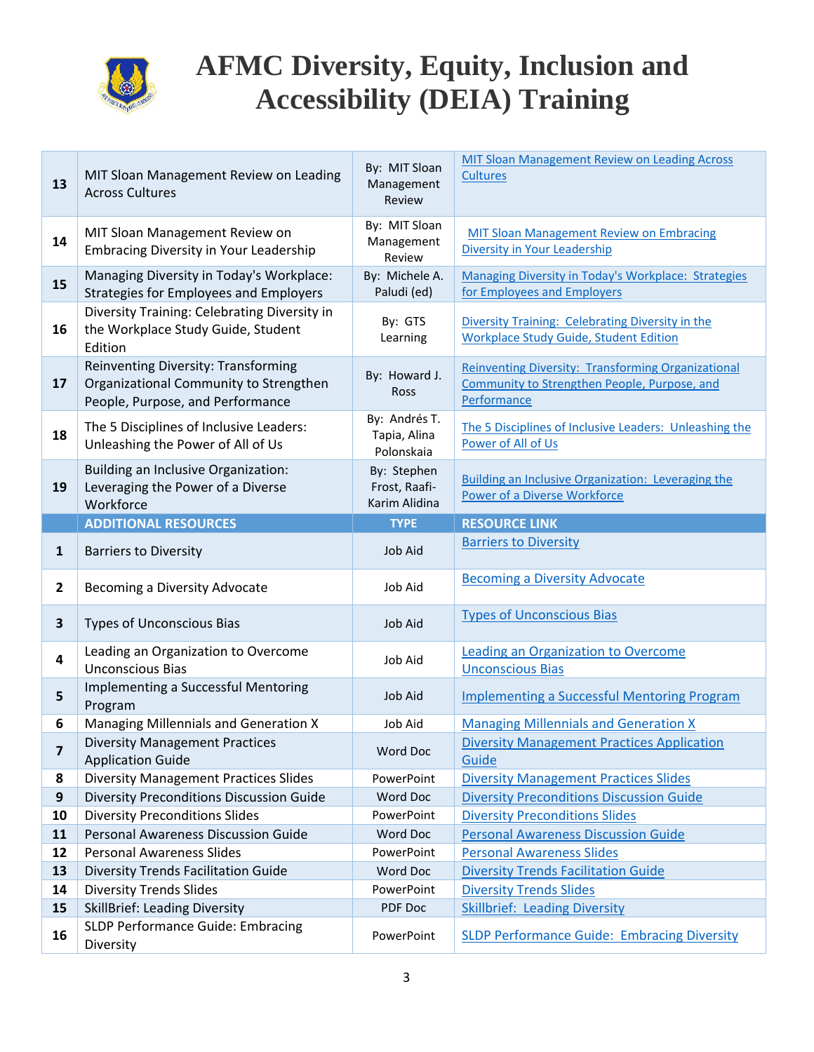# AFMC Diversity, Equity, Inclusion and Accessibility (DEIA) Training

| | | | |
|---|---|---|---|
| 13 | MIT Sloan Management Review on Leading Across Cultures | By: MIT Sloan Management Review | MIT Sloan Management Review on Leading Across Cultures |
| 14 | MIT Sloan Management Review on Embracing Diversity in Your Leadership | By: MIT Sloan Management Review | MIT Sloan Management Review on Embracing Diversity in Your Leadership |
| 15 | Managing Diversity in Today's Workplace: Strategies for Employees and Employers | By: Michele A. Paludi (ed) | Managing Diversity in Today's Workplace: Strategies for Employees and Employers |
| 16 | Diversity Training: Celebrating Diversity in the Workplace Study Guide, Student Edition | By: GTS Learning | Diversity Training: Celebrating Diversity in the Workplace Study Guide, Student Edition |
| 17 | Reinventing Diversity: Transforming Organizational Community to Strengthen People, Purpose, and Performance | By: Howard J. Ross | Reinventing Diversity: Transforming Organizational Community to Strengthen People, Purpose, and Performance |
| 18 | The 5 Disciplines of Inclusive Leaders: Unleashing the Power of All of Us | By: Andrés T. Tapia, Alina Polonskaia | The 5 Disciplines of Inclusive Leaders: Unleashing the Power of All of Us |
| 19 | Building an Inclusive Organization: Leveraging the Power of a Diverse Workforce | By: Stephen Frost, Raafi-Karim Alidina | Building an Inclusive Organization: Leveraging the Power of a Diverse Workforce |
| | **ADDITIONAL RESOURCES** | **TYPE** | **RESOURCE LINK** |
| 1 | Barriers to Diversity | Job Aid | Barriers to Diversity |
| 2 | Becoming a Diversity Advocate | Job Aid | Becoming a Diversity Advocate |
| 3 | Types of Unconscious Bias | Job Aid | Types of Unconscious Bias |
| 4 | Leading an Organization to Overcome Unconscious Bias | Job Aid | Leading an Organization to Overcome Unconscious Bias |
| 5 | Implementing a Successful Mentoring Program | Job Aid | Implementing a Successful Mentoring Program |
| 6 | Managing Millennials and Generation X | Job Aid | Managing Millennials and Generation X |
| 7 | Diversity Management Practices Application Guide | Word Doc | Diversity Management Practices Application Guide |
| 8 | Diversity Management Practices Slides | PowerPoint | Diversity Management Practices Slides |
| 9 | Diversity Preconditions Discussion Guide | Word Doc | Diversity Preconditions Discussion Guide |
| 10 | Diversity Preconditions Slides | PowerPoint | Diversity Preconditions Slides |
| 11 | Personal Awareness Discussion Guide | Word Doc | Personal Awareness Discussion Guide |
| 12 | Personal Awareness Slides | PowerPoint | Personal Awareness Slides |
| 13 | Diversity Trends Facilitation Guide | Word Doc | Diversity Trends Facilitation Guide |
| 14 | Diversity Trends Slides | PowerPoint | Diversity Trends Slides |
| 15 | SkillBrief: Leading Diversity | PDF Doc | Skillbrief: Leading Diversity |
| 16 | SLDP Performance Guide: Embracing Diversity | PowerPoint | SLDP Performance Guide: Embracing Diversity |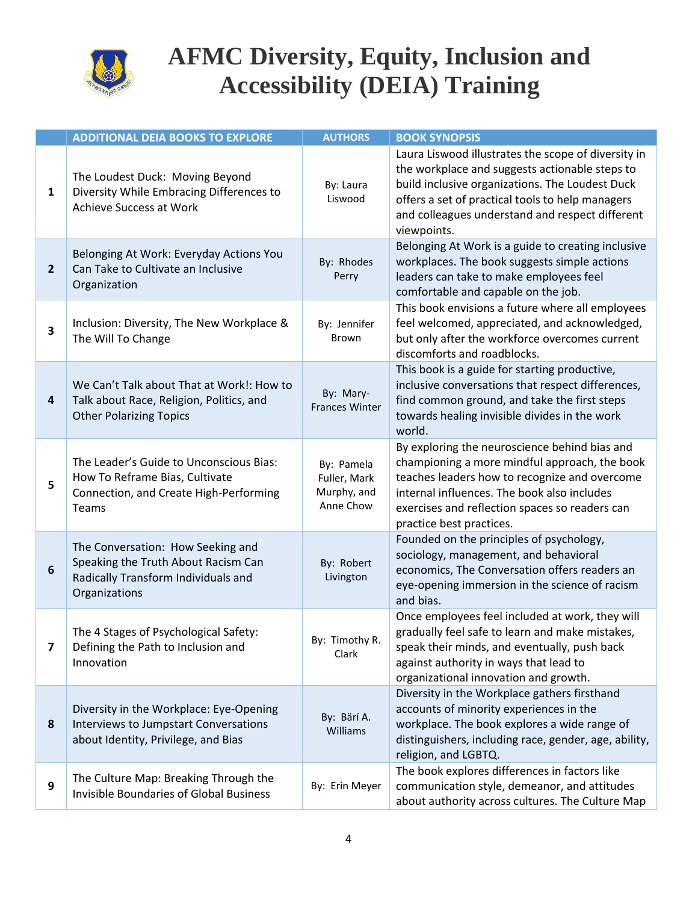# AFMC Diversity, Equity, Inclusion and Accessibility (DEIA) Training

| | ADDITIONAL DEIA BOOKS TO EXPLORE | AUTHORS | BOOK SYNOPSIS |
|---|---|---|---|
| 1 | The Loudest Duck: Moving Beyond Diversity While Embracing Differences to Achieve Success at Work | By: Laura Liswood | Laura Liswood illustrates the scope of diversity in the workplace and suggests actionable steps to build inclusive organizations. The Loudest Duck offers a set of practical tools to help managers and colleagues understand and respect different viewpoints. |
| 2 | Belonging At Work: Everyday Actions You Can Take to Cultivate an Inclusive Organization | By: Rhodes Perry | Belonging At Work is a guide to creating inclusive workplaces. The book suggests simple actions leaders can take to make employees feel comfortable and capable on the job. |
| 3 | Inclusion: Diversity, The New Workplace & The Will To Change | By: Jennifer Brown | This book envisions a future where all employees feel welcomed, appreciated, and acknowledged, but only after the workforce overcomes current discomforts and roadblocks. |
| 4 | We Can't Talk about That at Work!: How to Talk about Race, Religion, Politics, and Other Polarizing Topics | By: Mary-Frances Winter | This book is a guide for starting productive, inclusive conversations that respect differences, find common ground, and take the first steps towards healing invisible divides in the work world. |
| 5 | The Leader's Guide to Unconscious Bias: How To Reframe Bias, Cultivate Connection, and Create High-Performing Teams | By: Pamela Fuller, Mark Murphy, and Anne Chow | By exploring the neuroscience behind bias and championing a more mindful approach, the book teaches leaders how to recognize and overcome internal influences. The book also includes exercises and reflection spaces so readers can practice best practices. |
| 6 | The Conversation: How Seeking and Speaking the Truth About Racism Can Radically Transform Individuals and Organizations | By: Robert Livington | Founded on the principles of psychology, sociology, management, and behavioral economics, The Conversation offers readers an eye-opening immersion in the science of racism and bias. |
| 7 | The 4 Stages of Psychological Safety: Defining the Path to Inclusion and Innovation | By: Timothy R. Clark | Once employees feel included at work, they will gradually feel safe to learn and make mistakes, speak their minds, and eventually, push back against authority in ways that lead to organizational innovation and growth. |
| 8 | Diversity in the Workplace: Eye-Opening Interviews to Jumpstart Conversations about Identity, Privilege, and Bias | By: Bärí A. Williams | Diversity in the Workplace gathers firsthand accounts of minority experiences in the workplace. The book explores a wide range of distinguishers, including race, gender, age, ability, religion, and LGBTQ. |
| 9 | The Culture Map: Breaking Through the Invisible Boundaries of Global Business | By: Erin Meyer | The book explores differences in factors like communication style, demeanor, and attitudes about authority across cultures. The Culture Map |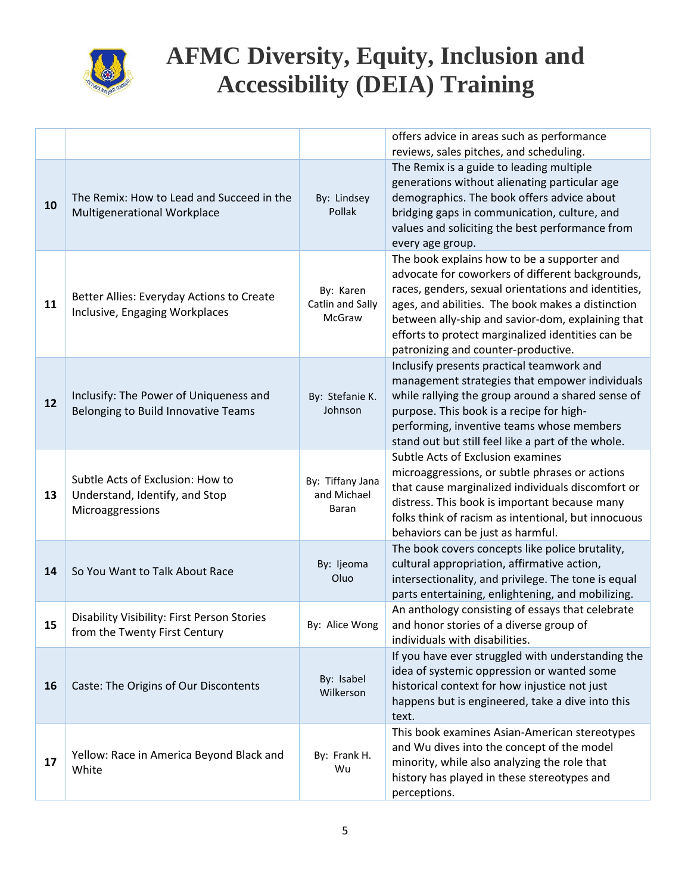# AFMC Diversity, Equity, Inclusion and Accessibility (DEIA) Training

| | | | |
|---|---|---|---|
| | | | offers advice in areas such as performance reviews, sales pitches, and scheduling. |
| **10** | The Remix: How to Lead and Succeed in the Multigenerational Workplace | By: Lindsey Pollak | The Remix is a guide to leading multiple generations without alienating particular age demographics. The book offers advice about bridging gaps in communication, culture, and values and soliciting the best performance from every age group. |
| **11** | Better Allies: Everyday Actions to Create Inclusive, Engaging Workplaces | By: Karen Catlin and Sally McGraw | The book explains how to be a supporter and advocate for coworkers of different backgrounds, races, genders, sexual orientations and identities, ages, and abilities. The book makes a distinction between ally-ship and savior-dom, explaining that efforts to protect marginalized identities can be patronizing and counter-productive. |
| **12** | Inclusify: The Power of Uniqueness and Belonging to Build Innovative Teams | By: Stefanie K. Johnson | Inclusify presents practical teamwork and management strategies that empower individuals while rallying the group around a shared sense of purpose. This book is a recipe for high-performing, inventive teams whose members stand out but still feel like a part of the whole. |
| **13** | Subtle Acts of Exclusion: How to Understand, Identify, and Stop Microaggressions | By: Tiffany Jana and Michael Baran | Subtle Acts of Exclusion examines microaggressions, or subtle phrases or actions that cause marginalized individuals discomfort or distress. This book is important because many folks think of racism as intentional, but innocuous behaviors can be just as harmful. |
| **14** | So You Want to Talk About Race | By: Ijeoma Oluo | The book covers concepts like police brutality, cultural appropriation, affirmative action, intersectionality, and privilege. The tone is equal parts entertaining, enlightening, and mobilizing. |
| **15** | Disability Visibility: First Person Stories from the Twenty First Century | By: Alice Wong | An anthology consisting of essays that celebrate and honor stories of a diverse group of individuals with disabilities. |
| **16** | Caste: The Origins of Our Discontents | By: Isabel Wilkerson | If you have ever struggled with understanding the idea of systemic oppression or wanted some historical context for how injustice not just happens but is engineered, take a dive into this text. |
| **17** | Yellow: Race in America Beyond Black and White | By: Frank H. Wu | This book examines Asian-American stereotypes and Wu dives into the concept of the model minority, while also analyzing the role that history has played in these stereotypes and perceptions. |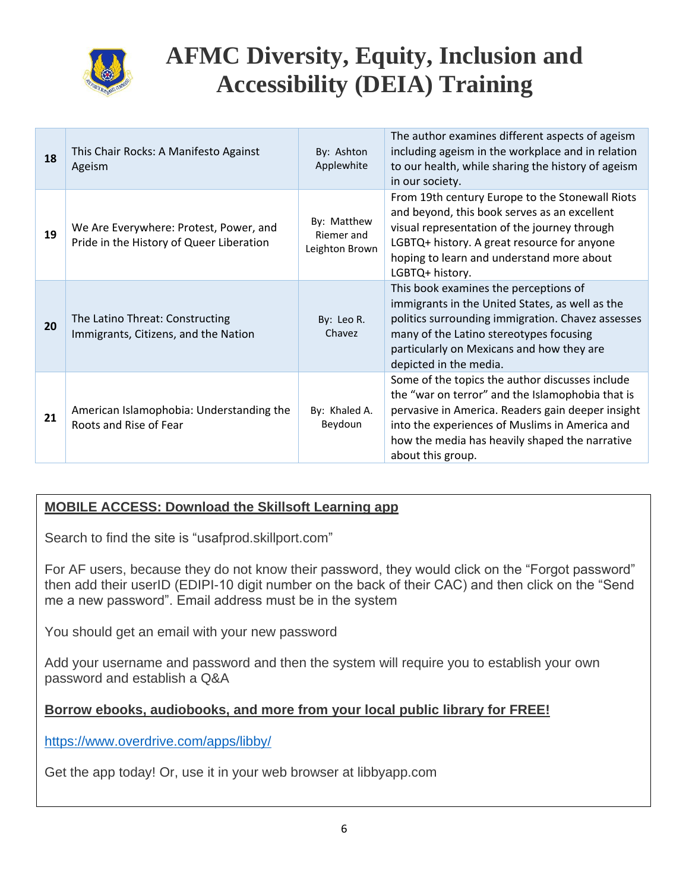# AFMC Diversity, Equity, Inclusion and Accessibility (DEIA) Training

| | | | |
|---|---|---|---|
| **18** | This Chair Rocks: A Manifesto Against Ageism | By: Ashton Applewhite | The author examines different aspects of ageism including ageism in the workplace and in relation to our health, while sharing the history of ageism in our society. |
| **19** | We Are Everywhere: Protest, Power, and Pride in the History of Queer Liberation | By: Matthew Riemer and Leighton Brown | From 19th century Europe to the Stonewall Riots and beyond, this book serves as an excellent visual representation of the journey through LGBTQ+ history. A great resource for anyone hoping to learn and understand more about LGBTQ+ history. |
| **20** | The Latino Threat: Constructing Immigrants, Citizens, and the Nation | By: Leo R. Chavez | This book examines the perceptions of immigrants in the United States, as well as the politics surrounding immigration. Chavez assesses many of the Latino stereotypes focusing particularly on Mexicans and how they are depicted in the media. |
| **21** | American Islamophobia: Understanding the Roots and Rise of Fear | By: Khaled A. Beydoun | Some of the topics the author discusses include the "war on terror" and the Islamophobia that is pervasive in America. Readers gain deeper insight into the experiences of Muslims in America and how the media has heavily shaped the narrative about this group. |

**MOBILE ACCESS: Download the Skillsoft Learning app**

Search to find the site is "usafprod.skillport.com"

For AF users, because they do not know their password, they would click on the "Forgot password" then add their userID (EDIPI-10 digit number on the back of their CAC) and then click on the "Send me a new password". Email address must be in the system

You should get an email with your new password

Add your username and password and then the system will require you to establish your own password and establish a Q&A

**Borrow ebooks, audiobooks, and more from your local public library for FREE!**

https://www.overdrive.com/apps/libby/

Get the app today! Or, use it in your web browser at libbyapp.com